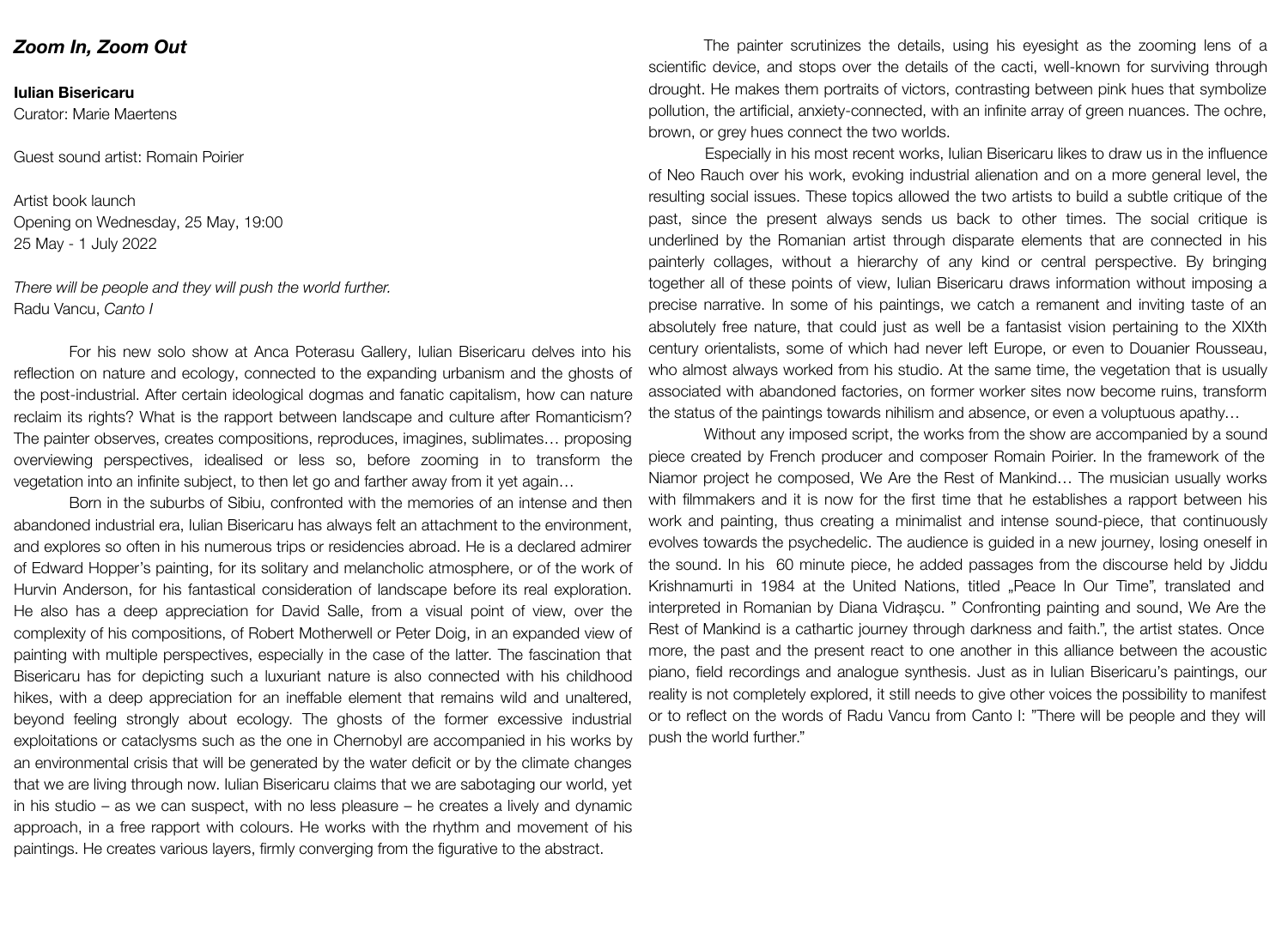# *Zoom In, Zoom Out*

**Iulian Bisericaru**
Curator: Marie Maertens

Guest sound artist: Romain Poirier

Artist book launch
Opening on Wednesday, 25 May, 19:00
25 May - 1 July 2022

*There will be people and they will push the world further.*
Radu Vancu, *Canto I*

For his new solo show at Anca Poterasu Gallery, Iulian Bisericaru delves into his reflection on nature and ecology, connected to the expanding urbanism and the ghosts of the post-industrial. After certain ideological dogmas and fanatic capitalism, how can nature reclaim its rights? What is the rapport between landscape and culture after Romanticism? The painter observes, creates compositions, reproduces, imagines, sublimates… proposing overviewing perspectives, idealised or less so, before zooming in to transform the vegetation into an infinite subject, to then let go and farther away from it yet again…

Born in the suburbs of Sibiu, confronted with the memories of an intense and then abandoned industrial era, Iulian Bisericaru has always felt an attachment to the environment, and explores so often in his numerous trips or residencies abroad. He is a declared admirer of Edward Hopper's painting, for its solitary and melancholic atmosphere, or of the work of Hurvin Anderson, for his fantastical consideration of landscape before its real exploration. He also has a deep appreciation for David Salle, from a visual point of view, over the complexity of his compositions, of Robert Motherwell or Peter Doig, in an expanded view of painting with multiple perspectives, especially in the case of the latter. The fascination that Bisericaru has for depicting such a luxuriant nature is also connected with his childhood hikes, with a deep appreciation for an ineffable element that remains wild and unaltered, beyond feeling strongly about ecology. The ghosts of the former excessive industrial exploitations or cataclysms such as the one in Chernobyl are accompanied in his works by an environmental crisis that will be generated by the water deficit or by the climate changes that we are living through now. Iulian Bisericaru claims that we are sabotaging our world, yet in his studio – as we can suspect, with no less pleasure – he creates a lively and dynamic approach, in a free rapport with colours. He works with the rhythm and movement of his paintings. He creates various layers, firmly converging from the figurative to the abstract.

The painter scrutinizes the details, using his eyesight as the zooming lens of a scientific device, and stops over the details of the cacti, well-known for surviving through drought. He makes them portraits of victors, contrasting between pink hues that symbolize pollution, the artificial, anxiety-connected, with an infinite array of green nuances. The ochre, brown, or grey hues connect the two worlds.

Especially in his most recent works, Iulian Bisericaru likes to draw us in the influence of Neo Rauch over his work, evoking industrial alienation and on a more general level, the resulting social issues. These topics allowed the two artists to build a subtle critique of the past, since the present always sends us back to other times. The social critique is underlined by the Romanian artist through disparate elements that are connected in his painterly collages, without a hierarchy of any kind or central perspective. By bringing together all of these points of view, Iulian Bisericaru draws information without imposing a precise narrative. In some of his paintings, we catch a remanent and inviting taste of an absolutely free nature, that could just as well be a fantasist vision pertaining to the XIXth century orientalists, some of which had never left Europe, or even to Douanier Rousseau, who almost always worked from his studio. At the same time, the vegetation that is usually associated with abandoned factories, on former worker sites now become ruins, transform the status of the paintings towards nihilism and absence, or even a voluptuous apathy…

Without any imposed script, the works from the show are accompanied by a sound piece created by French producer and composer Romain Poirier. In the framework of the Niamor project he composed, We Are the Rest of Mankind… The musician usually works with filmmakers and it is now for the first time that he establishes a rapport between his work and painting, thus creating a minimalist and intense sound-piece, that continuously evolves towards the psychedelic. The audience is guided in a new journey, losing oneself in the sound. In his 60 minute piece, he added passages from the discourse held by Jiddu Krishnamurti in 1984 at the United Nations, titled „Peace In Our Time", translated and interpreted in Romanian by Diana Vidrașcu. " Confronting painting and sound, We Are the Rest of Mankind is a cathartic journey through darkness and faith.", the artist states. Once more, the past and the present react to one another in this alliance between the acoustic piano, field recordings and analogue synthesis. Just as in Iulian Bisericaru's paintings, our reality is not completely explored, it still needs to give other voices the possibility to manifest or to reflect on the words of Radu Vancu from Canto I: "There will be people and they will push the world further."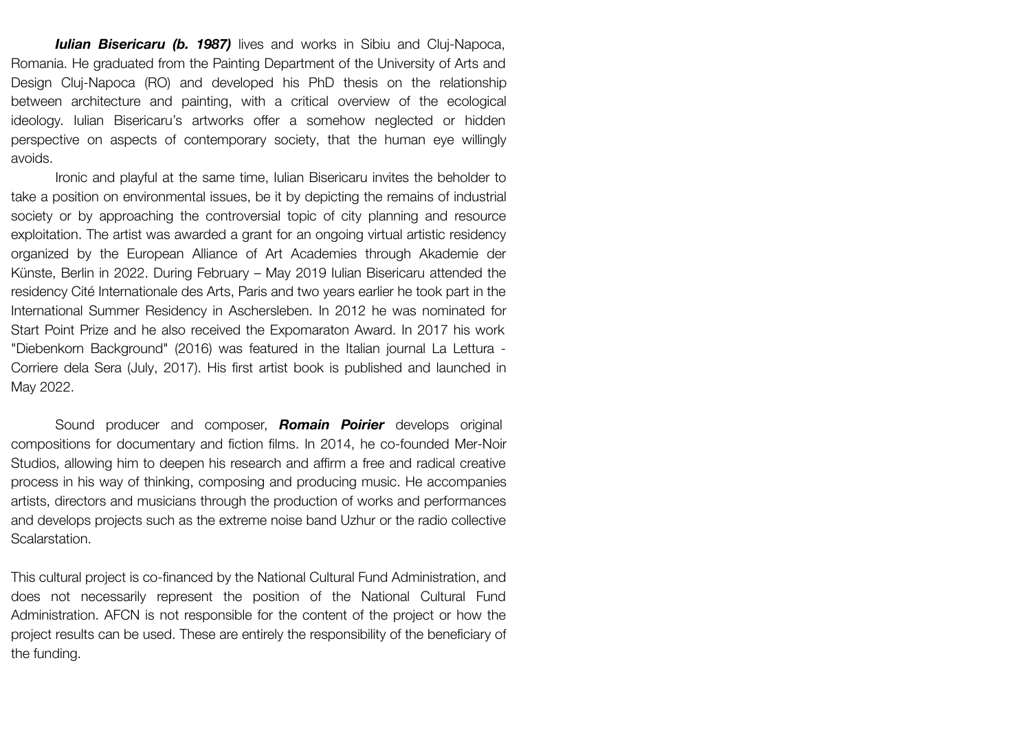***Iulian Bisericaru (b. 1987)*** lives and works in Sibiu and Cluj-Napoca, Romania. He graduated from the Painting Department of the University of Arts and Design Cluj-Napoca (RO) and developed his PhD thesis on the relationship between architecture and painting, with a critical overview of the ecological ideology. Iulian Bisericaru's artworks offer a somehow neglected or hidden perspective on aspects of contemporary society, that the human eye willingly avoids.

Ironic and playful at the same time, Iulian Bisericaru invites the beholder to take a position on environmental issues, be it by depicting the remains of industrial society or by approaching the controversial topic of city planning and resource exploitation. The artist was awarded a grant for an ongoing virtual artistic residency organized by the European Alliance of Art Academies through Akademie der Künste, Berlin in 2022. During February – May 2019 Iulian Bisericaru attended the residency Cité Internationale des Arts, Paris and two years earlier he took part in the International Summer Residency in Aschersleben. In 2012 he was nominated for Start Point Prize and he also received the Expomaraton Award. In 2017 his work "Diebenkorn Background" (2016) was featured in the Italian journal La Lettura - Corriere dela Sera (July, 2017). His first artist book is published and launched in May 2022.

Sound producer and composer, ***Romain Poirier*** develops original compositions for documentary and fiction films. In 2014, he co-founded Mer-Noir Studios, allowing him to deepen his research and affirm a free and radical creative process in his way of thinking, composing and producing music. He accompanies artists, directors and musicians through the production of works and performances and develops projects such as the extreme noise band Uzhur or the radio collective Scalarstation.

This cultural project is co-financed by the National Cultural Fund Administration, and does not necessarily represent the position of the National Cultural Fund Administration. AFCN is not responsible for the content of the project or how the project results can be used. These are entirely the responsibility of the beneficiary of the funding.